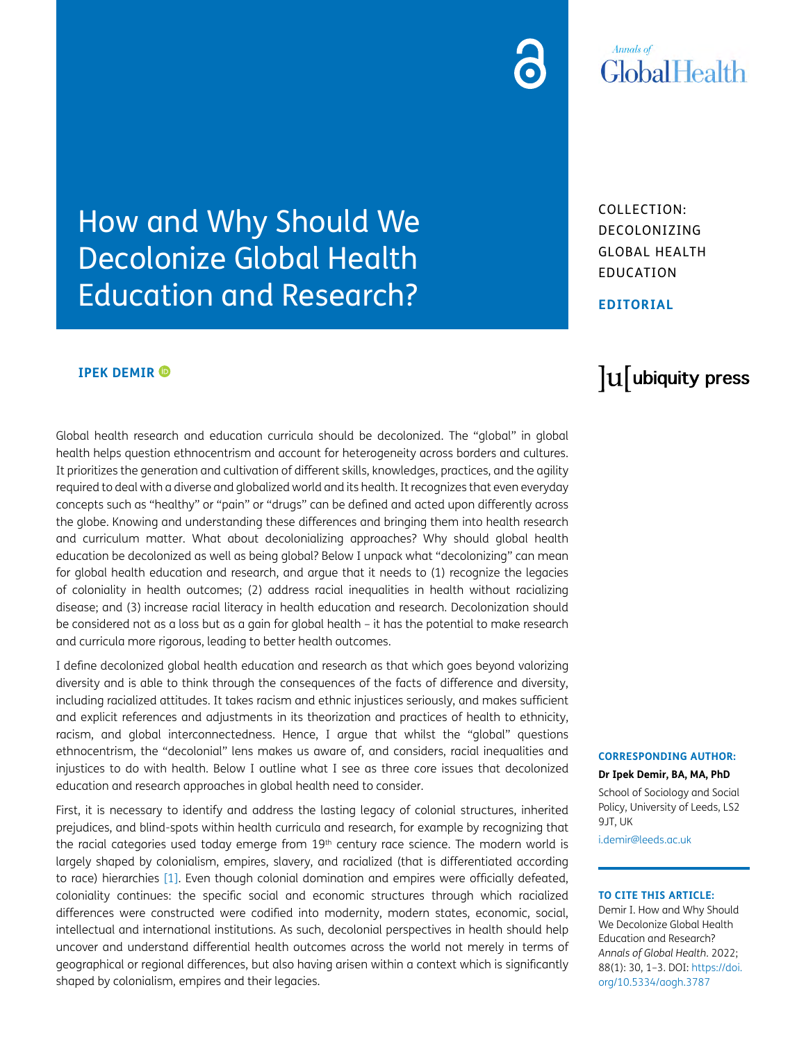# How and Why Should We Decolonize Global Health Education and Research?

COLLECTION: DECOLONIZING GLOBAL HEALTH EDUCATION

**EDITORIAL**

**IPEK DEMIR**

Global health research and education curricula should be decolonized. The "global" in global health helps question ethnocentrism and account for heterogeneity across borders and cultures. It prioritizes the generation and cultivation of different skills, knowledges, practices, and the agility required to deal with a diverse and globalized world and its health. It recognizes that even everyday concepts such as "healthy" or "pain" or "drugs" can be defined and acted upon differently across the globe. Knowing and understanding these differences and bringing them into health research and curriculum matter. What about decolonializing approaches? Why should global health education be decolonized as well as being global? Below I unpack what "decolonizing" can mean for global health education and research, and argue that it needs to (1) recognize the legacies of coloniality in health outcomes; (2) address racial inequalities in health without racializing disease; and (3) increase racial literacy in health education and research. Decolonization should be considered not as a loss but as a gain for global health – it has the potential to make research and curricula more rigorous, leading to better health outcomes.

I define decolonized global health education and research as that which goes beyond valorizing diversity and is able to think through the consequences of the facts of difference and diversity, including racialized attitudes. It takes racism and ethnic injustices seriously, and makes sufficient and explicit references and adjustments in its theorization and practices of health to ethnicity, racism, and global interconnectedness. Hence, I argue that whilst the "global" questions ethnocentrism, the "decolonial" lens makes us aware of, and considers, racial inequalities and injustices to do with health. Below I outline what I see as three core issues that decolonized education and research approaches in global health need to consider.

First, it is necessary to identify and address the lasting legacy of colonial structures, inherited prejudices, and blind-spots within health curricula and research, for example by recognizing that the racial categories used today emerge from 19th century race science. The modern world is largely shaped by colonialism, empires, slavery, and racialized (that is differentiated according to race) hierarchies [1]. Even though colonial domination and empires were officially defeated, coloniality continues: the specific social and economic structures through which racialized differences were constructed were codified into modernity, modern states, economic, social, intellectual and international institutions. As such, decolonial perspectives in health should help uncover and understand differential health outcomes across the world not merely in terms of geographical or regional differences, but also having arisen within a context which is significantly shaped by colonialism, empires and their legacies.

**CORRESPONDING AUTHOR:**

**Dr Ipek Demir, BA, MA, PhD**

School of Sociology and Social Policy, University of Leeds, LS2 9JT, UK

i.demir@leeds.ac.uk

**TO CITE THIS ARTICLE:**

Demir I. How and Why Should We Decolonize Global Health Education and Research? *Annals of Global Health*. 2022; 88(1): 30, 1–3. DOI: https://doi.org/10.5334/aogh.3787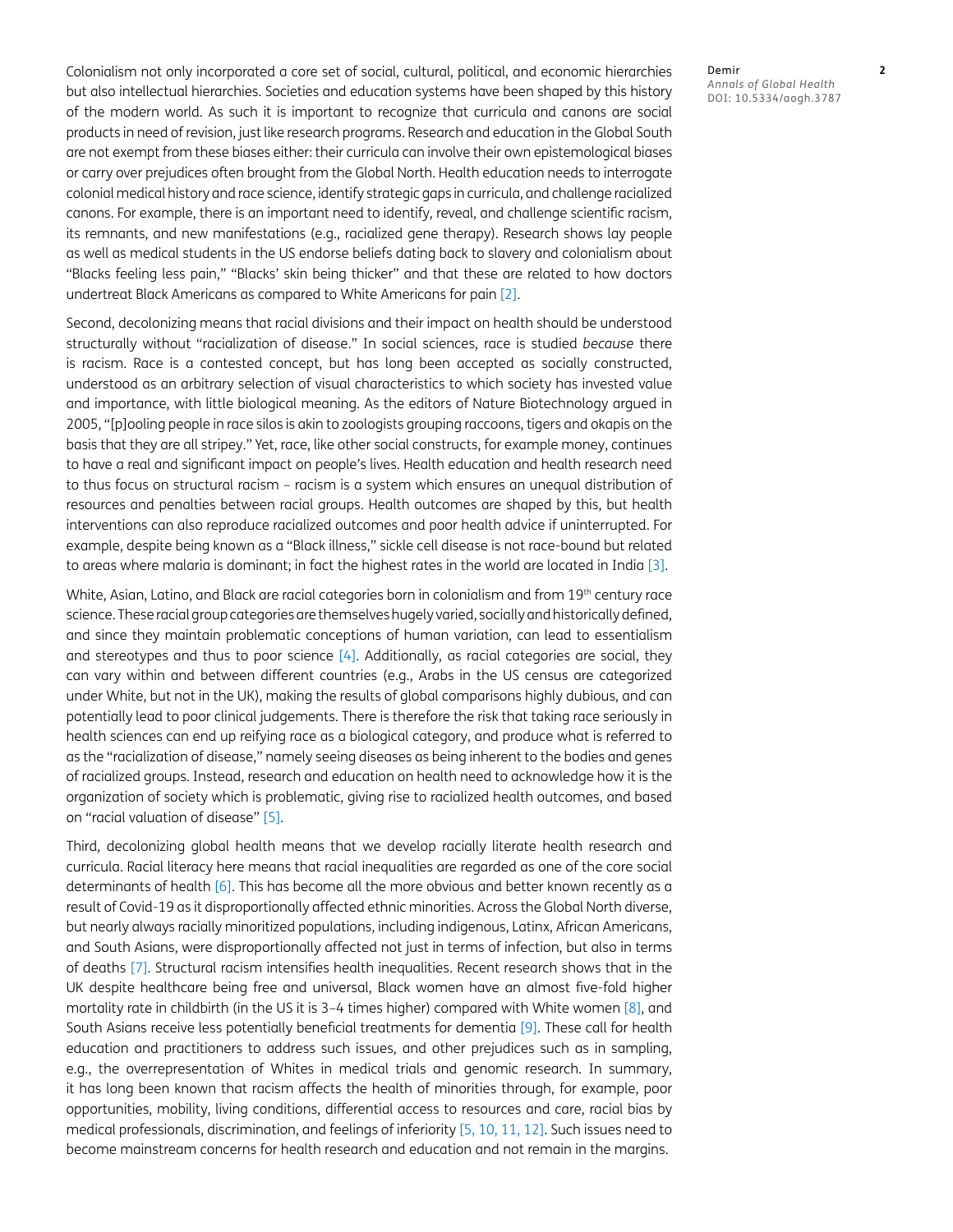Colonialism not only incorporated a core set of social, cultural, political, and economic hierarchies but also intellectual hierarchies. Societies and education systems have been shaped by this history of the modern world. As such it is important to recognize that curricula and canons are social products in need of revision, just like research programs. Research and education in the Global South are not exempt from these biases either: their curricula can involve their own epistemological biases or carry over prejudices often brought from the Global North. Health education needs to interrogate colonial medical history and race science, identify strategic gaps in curricula, and challenge racialized canons. For example, there is an important need to identify, reveal, and challenge scientific racism, its remnants, and new manifestations (e.g., racialized gene therapy). Research shows lay people as well as medical students in the US endorse beliefs dating back to slavery and colonialism about "Blacks feeling less pain," "Blacks' skin being thicker" and that these are related to how doctors undertreat Black Americans as compared to White Americans for pain [2].

Second, decolonizing means that racial divisions and their impact on health should be understood structurally without "racialization of disease." In social sciences, race is studied *because* there is racism. Race is a contested concept, but has long been accepted as socially constructed, understood as an arbitrary selection of visual characteristics to which society has invested value and importance, with little biological meaning. As the editors of Nature Biotechnology argued in 2005, "[p]ooling people in race silos is akin to zoologists grouping raccoons, tigers and okapis on the basis that they are all stripey." Yet, race, like other social constructs, for example money, continues to have a real and significant impact on people's lives. Health education and health research need to thus focus on structural racism – racism is a system which ensures an unequal distribution of resources and penalties between racial groups. Health outcomes are shaped by this, but health interventions can also reproduce racialized outcomes and poor health advice if uninterrupted. For example, despite being known as a "Black illness," sickle cell disease is not race-bound but related to areas where malaria is dominant; in fact the highest rates in the world are located in India [3].

White, Asian, Latino, and Black are racial categories born in colonialism and from 19th century race science. These racial group categories are themselves hugely varied, socially and historically defined, and since they maintain problematic conceptions of human variation, can lead to essentialism and stereotypes and thus to poor science [4]. Additionally, as racial categories are social, they can vary within and between different countries (e.g., Arabs in the US census are categorized under White, but not in the UK), making the results of global comparisons highly dubious, and can potentially lead to poor clinical judgements. There is therefore the risk that taking race seriously in health sciences can end up reifying race as a biological category, and produce what is referred to as the "racialization of disease," namely seeing diseases as being inherent to the bodies and genes of racialized groups. Instead, research and education on health need to acknowledge how it is the organization of society which is problematic, giving rise to racialized health outcomes, and based on "racial valuation of disease" [5].

Third, decolonizing global health means that we develop racially literate health research and curricula. Racial literacy here means that racial inequalities are regarded as one of the core social determinants of health [6]. This has become all the more obvious and better known recently as a result of Covid-19 as it disproportionally affected ethnic minorities. Across the Global North diverse, but nearly always racially minoritized populations, including indigenous, Latinx, African Americans, and South Asians, were disproportionally affected not just in terms of infection, but also in terms of deaths [7]. Structural racism intensifies health inequalities. Recent research shows that in the UK despite healthcare being free and universal, Black women have an almost five-fold higher mortality rate in childbirth (in the US it is 3–4 times higher) compared with White women [8], and South Asians receive less potentially beneficial treatments for dementia [9]. These call for health education and practitioners to address such issues, and other prejudices such as in sampling, e.g., the overrepresentation of Whites in medical trials and genomic research. In summary, it has long been known that racism affects the health of minorities through, for example, poor opportunities, mobility, living conditions, differential access to resources and care, racial bias by medical professionals, discrimination, and feelings of inferiority [5, 10, 11, 12]. Such issues need to become mainstream concerns for health research and education and not remain in the margins.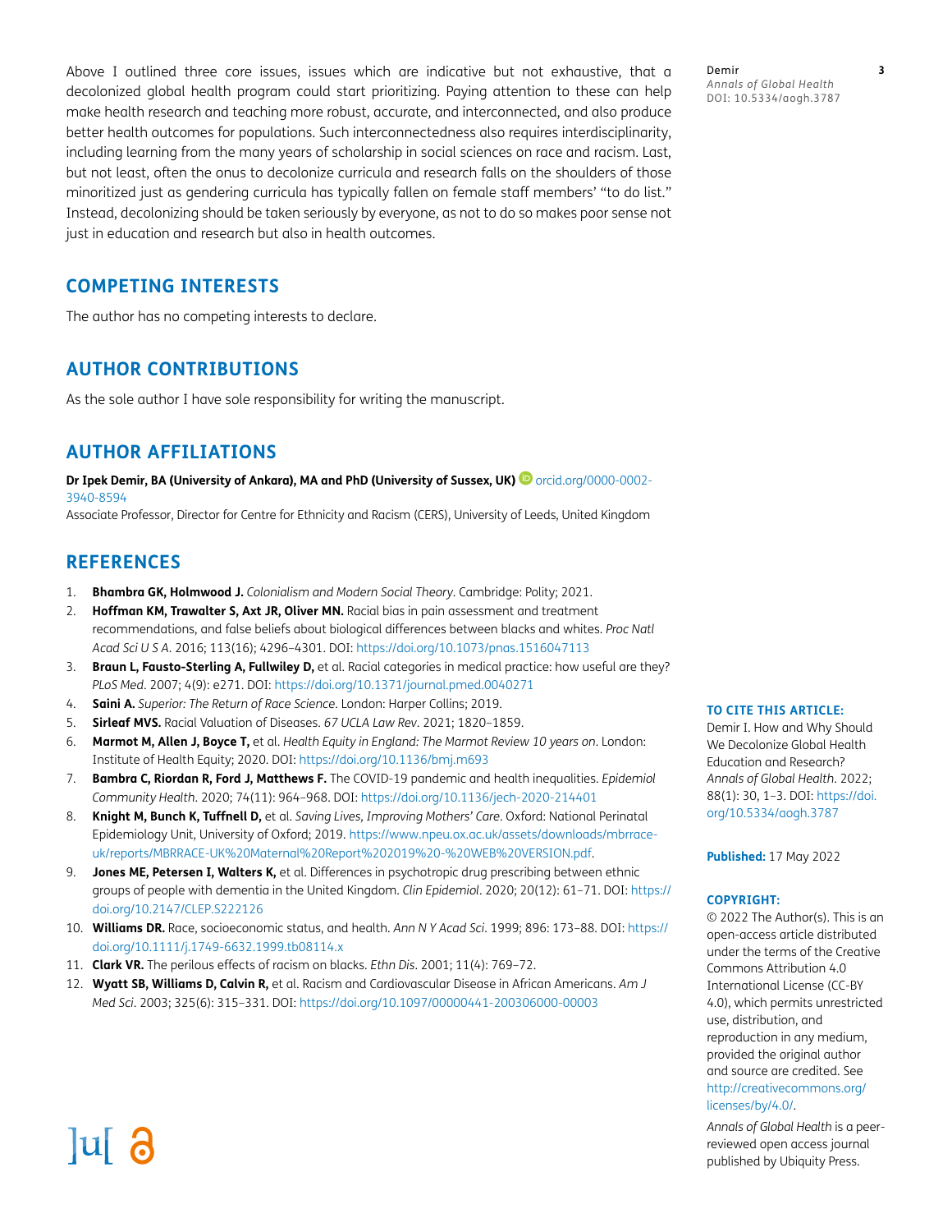Above I outlined three core issues, issues which are indicative but not exhaustive, that a decolonized global health program could start prioritizing. Paying attention to these can help make health research and teaching more robust, accurate, and interconnected, and also produce better health outcomes for populations. Such interconnectedness also requires interdisciplinarity, including learning from the many years of scholarship in social sciences on race and racism. Last, but not least, often the onus to decolonize curricula and research falls on the shoulders of those minoritized just as gendering curricula has typically fallen on female staff members' "to do list." Instead, decolonizing should be taken seriously by everyone, as not to do so makes poor sense not just in education and research but also in health outcomes.

## COMPETING INTERESTS

The author has no competing interests to declare.

## AUTHOR CONTRIBUTIONS

As the sole author I have sole responsibility for writing the manuscript.

## AUTHOR AFFILIATIONS

**Dr Ipek Demir, BA (University of Ankara), MA and PhD (University of Sussex, UK)** orcid.org/0000-0002-3940-8594

Associate Professor, Director for Centre for Ethnicity and Racism (CERS), University of Leeds, United Kingdom

## REFERENCES

1. **Bhambra GK, Holmwood J.** *Colonialism and Modern Social Theory*. Cambridge: Polity; 2021.
2. **Hoffman KM, Trawalter S, Axt JR, Oliver MN.** Racial bias in pain assessment and treatment recommendations, and false beliefs about biological differences between blacks and whites. *Proc Natl Acad Sci U S A*. 2016; 113(16); 4296–4301. DOI: https://doi.org/10.1073/pnas.1516047113
3. **Braun L, Fausto-Sterling A, Fullwiley D,** et al. Racial categories in medical practice: how useful are they? *PLoS Med*. 2007; 4(9): e271. DOI: https://doi.org/10.1371/journal.pmed.0040271
4. **Saini A.** *Superior: The Return of Race Science*. London: Harper Collins; 2019.
5. **Sirleaf MVS.** Racial Valuation of Diseases. *67 UCLA Law Rev*. 2021; 1820–1859.
6. **Marmot M, Allen J, Boyce T,** et al. *Health Equity in England: The Marmot Review 10 years on*. London: Institute of Health Equity; 2020. DOI: https://doi.org/10.1136/bmj.m693
7. **Bambra C, Riordan R, Ford J, Matthews F.** The COVID-19 pandemic and health inequalities. *Epidemiol Community Health*. 2020; 74(11): 964–968. DOI: https://doi.org/10.1136/jech-2020-214401
8. **Knight M, Bunch K, Tuffnell D,** et al. *Saving Lives, Improving Mothers' Care*. Oxford: National Perinatal Epidemiology Unit, University of Oxford; 2019. https://www.npeu.ox.ac.uk/assets/downloads/mbrrace-uk/reports/MBRRACE-UK%20Maternal%20Report%202019%20-%20WEB%20VERSION.pdf.
9. **Jones ME, Petersen I, Walters K,** et al. Differences in psychotropic drug prescribing between ethnic groups of people with dementia in the United Kingdom. *Clin Epidemiol*. 2020; 20(12): 61–71. DOI: https://doi.org/10.2147/CLEP.S222126
10. **Williams DR.** Race, socioeconomic status, and health. *Ann N Y Acad Sci*. 1999; 896: 173–88. DOI: https://doi.org/10.1111/j.1749-6632.1999.tb08114.x
11. **Clark VR.** The perilous effects of racism on blacks. *Ethn Dis*. 2001; 11(4): 769–72.
12. **Wyatt SB, Williams D, Calvin R,** et al. Racism and Cardiovascular Disease in African Americans. *Am J Med Sci*. 2003; 325(6): 315–331. DOI: https://doi.org/10.1097/00000441-200306000-00003

**TO CITE THIS ARTICLE:**

Demir I. How and Why Should We Decolonize Global Health Education and Research? *Annals of Global Health*. 2022; 88(1): 30, 1–3. DOI: https://doi.org/10.5334/aogh.3787

**Published:** 17 May 2022

**COPYRIGHT:**

© 2022 The Author(s). This is an open-access article distributed under the terms of the Creative Commons Attribution 4.0 International License (CC-BY 4.0), which permits unrestricted use, distribution, and reproduction in any medium, provided the original author and source are credited. See http://creativecommons.org/licenses/by/4.0/.

*Annals of Global Health* is a peer-reviewed open access journal published by Ubiquity Press.